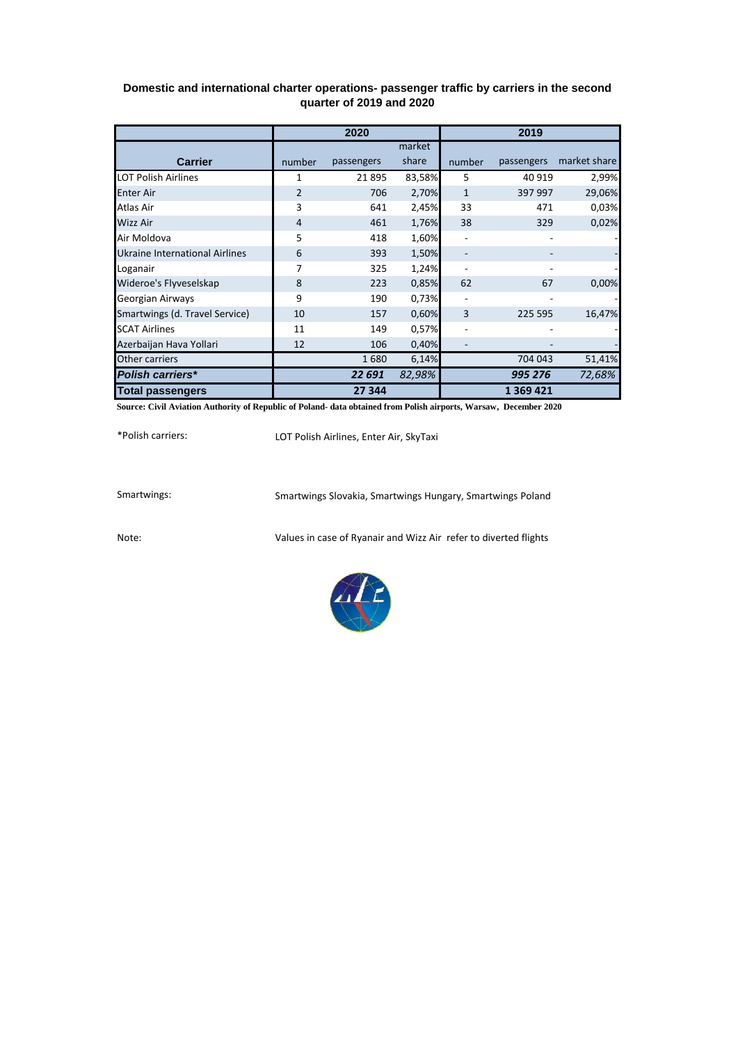## Domestic and international charter operations- passenger traffic by carriers in the second quarter of 2019 and 2020

| Carrier | 2020 | | | 2019 | | |
|---|---|---|---|---|---|---|
| | number | passengers | market share | number | passengers | market share |
| LOT Polish Airlines | 1 | 21 895 | 83,58% | 5 | 40 919 | 2,99% |
| Enter Air | 2 | 706 | 2,70% | 1 | 397 997 | 29,06% |
| Atlas Air | 3 | 641 | 2,45% | 33 | 471 | 0,03% |
| Wizz Air | 4 | 461 | 1,76% | 38 | 329 | 0,02% |
| Air Moldova | 5 | 418 | 1,60% | - | - | - |
| Ukraine International Airlines | 6 | 393 | 1,50% | - | - | - |
| Loganair | 7 | 325 | 1,24% | - | - | - |
| Wideroe's Flyveselskap | 8 | 223 | 0,85% | 62 | 67 | 0,00% |
| Georgian Airways | 9 | 190 | 0,73% | - | - | - |
| Smartwings (d. Travel Service) | 10 | 157 | 0,60% | 3 | 225 595 | 16,47% |
| SCAT Airlines | 11 | 149 | 0,57% | - | - | - |
| Azerbaijan Hava Yollari | 12 | 106 | 0,40% | - | - | - |
| Other carriers | | 1 680 | 6,14% | | 704 043 | 51,41% |
| ***Polish carriers**** | | ***22 691*** | *82,98%* | | ***995 276*** | *72,68%* |
| **Total passengers** | | **27 344** | | | **1 369 421** | |

**Source: Civil Aviation Authority of Republic of Poland- data obtained from Polish airports, Warsaw, December 2020**

*Polish carriers: LOT Polish Airlines, Enter Air, SkyTaxi

Smartwings: Smartwings Slovakia, Smartwings Hungary, Smartwings Poland

Note: Values in case of Ryanair and Wizz Air refer to diverted flights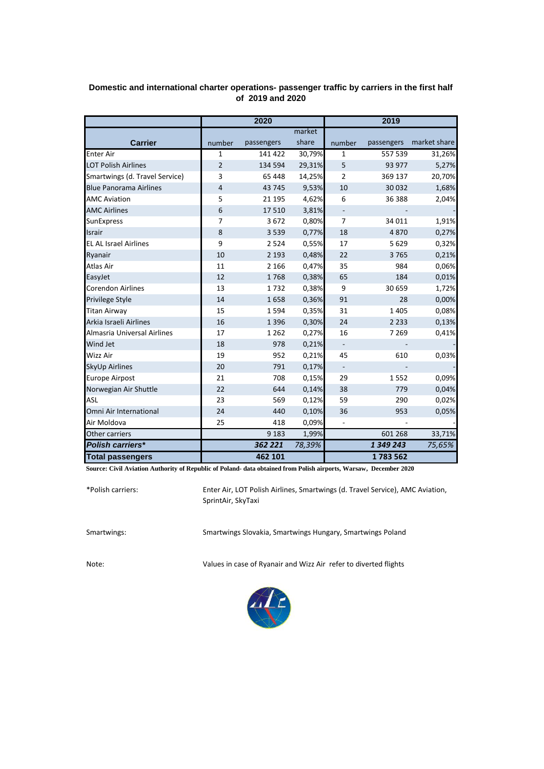**Domestic and international charter operations- passenger traffic by carriers in the first half of 2019 and 2020**

| Carrier | 2020 | | | 2019 | | |
|---|---|---|---|---|---|---|
| | number | passengers | market share | number | passengers | market share |
| Enter Air | 1 | 141 422 | 30,79% | 1 | 557 539 | 31,26% |
| LOT Polish Airlines | 2 | 134 594 | 29,31% | 5 | 93 977 | 5,27% |
| Smartwings (d. Travel Service) | 3 | 65 448 | 14,25% | 2 | 369 137 | 20,70% |
| Blue Panorama Airlines | 4 | 43 745 | 9,53% | 10 | 30 032 | 1,68% |
| AMC Aviation | 5 | 21 195 | 4,62% | 6 | 36 388 | 2,04% |
| AMC Airlines | 6 | 17 510 | 3,81% | - | - | - |
| SunExpress | 7 | 3 672 | 0,80% | 7 | 34 011 | 1,91% |
| Israir | 8 | 3 539 | 0,77% | 18 | 4 870 | 0,27% |
| EL AL Israel Airlines | 9 | 2 524 | 0,55% | 17 | 5 629 | 0,32% |
| Ryanair | 10 | 2 193 | 0,48% | 22 | 3 765 | 0,21% |
| Atlas Air | 11 | 2 166 | 0,47% | 35 | 984 | 0,06% |
| EasyJet | 12 | 1 768 | 0,38% | 65 | 184 | 0,01% |
| Corendon Airlines | 13 | 1 732 | 0,38% | 9 | 30 659 | 1,72% |
| Privilege Style | 14 | 1 658 | 0,36% | 91 | 28 | 0,00% |
| Titan Airway | 15 | 1 594 | 0,35% | 31 | 1 405 | 0,08% |
| Arkia Israeli Airlines | 16 | 1 396 | 0,30% | 24 | 2 233 | 0,13% |
| Almasria Universal Airlines | 17 | 1 262 | 0,27% | 16 | 7 269 | 0,41% |
| Wind Jet | 18 | 978 | 0,21% | - | - | - |
| Wizz Air | 19 | 952 | 0,21% | 45 | 610 | 0,03% |
| SkyUp Airlines | 20 | 791 | 0,17% | - | - | - |
| Europe Airpost | 21 | 708 | 0,15% | 29 | 1 552 | 0,09% |
| Norwegian Air Shuttle | 22 | 644 | 0,14% | 38 | 779 | 0,04% |
| ASL | 23 | 569 | 0,12% | 59 | 290 | 0,02% |
| Omni Air International | 24 | 440 | 0,10% | 36 | 953 | 0,05% |
| Air Moldova | 25 | 418 | 0,09% | - | - | - |
| Other carriers | | 9 183 | 1,99% | | 601 268 | 33,71% |
| ***Polish carriers**** | | ***362 221*** | *78,39%* | | ***1 349 243*** | *75,65%* |
| **Total passengers** | | **462 101** | | | **1 783 562** | |

**Source: Civil Aviation Authority of Republic of Poland- data obtained from Polish airports, Warsaw, December 2020**

*Polish carriers: Enter Air, LOT Polish Airlines, Smartwings (d. Travel Service), AMC Aviation, SprintAir, SkyTaxi

Smartwings: Smartwings Slovakia, Smartwings Hungary, Smartwings Poland

Note: Values in case of Ryanair and Wizz Air refer to diverted flights